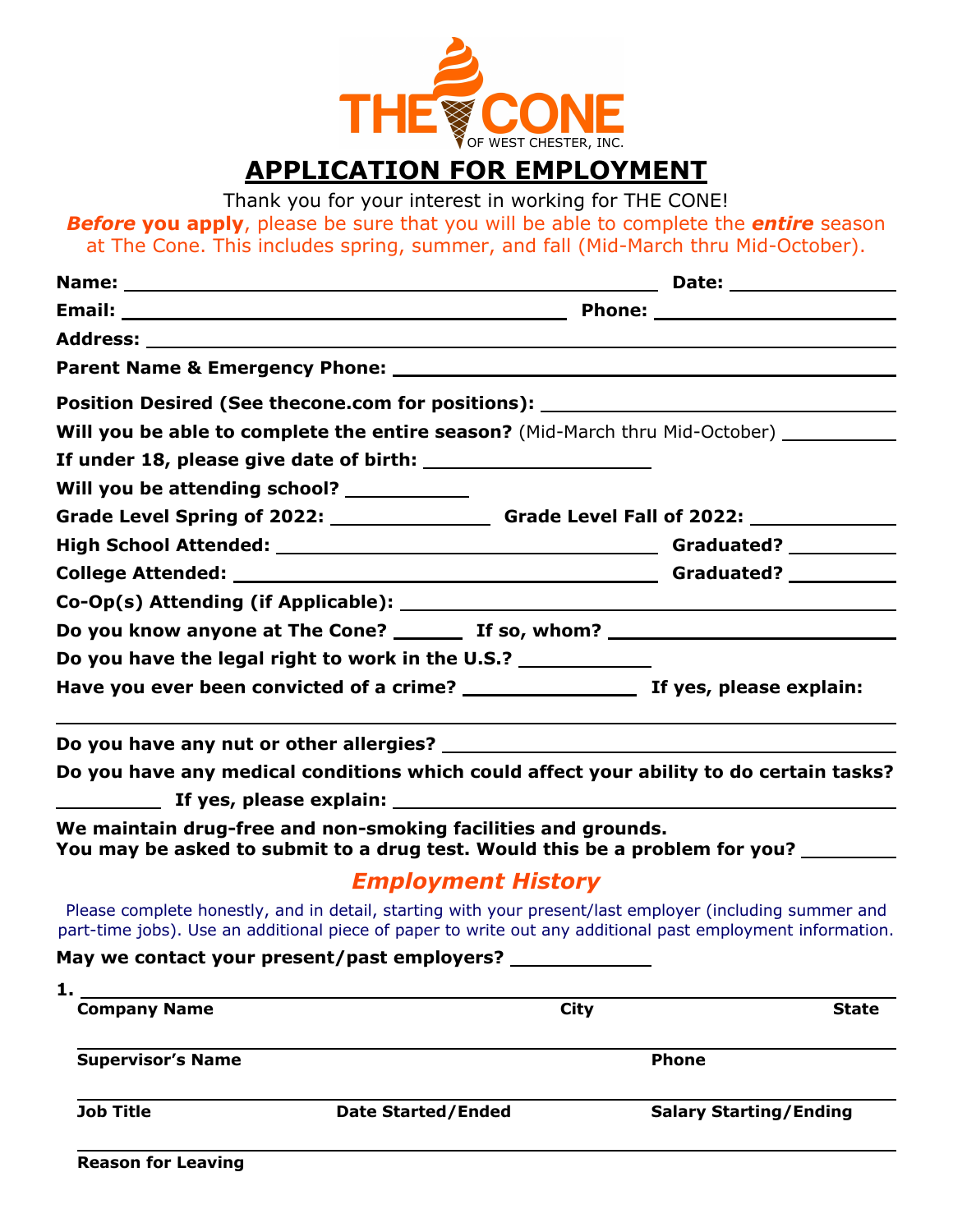THE CONE
OF WEST CHESTER, INC.

# APPLICATION FOR EMPLOYMENT

Thank you for your interest in working for THE CONE!

***Before* you apply**, please be sure that you will be able to complete the ***entire*** season at The Cone. This includes spring, summer, and fall (Mid-March thru Mid-October).

**Name:** ______________________________ **Date:** ______________

**Email:** ______________________________ **Phone:** ______________

**Address:** ______________________________

**Parent Name & Emergency Phone:** ______________________________

**Position Desired (See thecone.com for positions):** ______________

**Will you be able to complete the entire season?** (Mid-March thru Mid-October) ______________

**If under 18, please give date of birth:** ______________

**Will you be attending school?** ______________

**Grade Level Spring of 2022:** ______________ **Grade Level Fall of 2022:** ______________

**High School Attended:** ______________________________ **Graduated?** ______________

**College Attended:** ______________________________ **Graduated?** ______________

**Co-Op(s) Attending (if Applicable):** ______________________________

**Do you know anyone at The Cone?** ________ **If so, whom?** ______________

**Do you have the legal right to work in the U.S.?** ______________

**Have you ever been convicted of a crime?** ______________ **If yes, please explain:**

______________________________

**Do you have any nut or other allergies?** ______________________________

**Do you have any medical conditions which could affect your ability to do certain tasks?** ________ **If yes, please explain:** ______________________________

**We maintain drug-free and non-smoking facilities and grounds.**
**You may be asked to submit to a drug test. Would this be a problem for you?** ________

## *Employment History*

Please complete honestly, and in detail, starting with your present/last employer (including summer and part-time jobs). Use an additional piece of paper to write out any additional past employment information.

**May we contact your present/past employers?** ______________

**1.** ______________________________

**Company Name** | **City** | **State**

______________________________

**Supervisor's Name** | **Phone**

______________________________

**Job Title** | **Date Started/Ended** | **Salary Starting/Ending**

______________________________

**Reason for Leaving**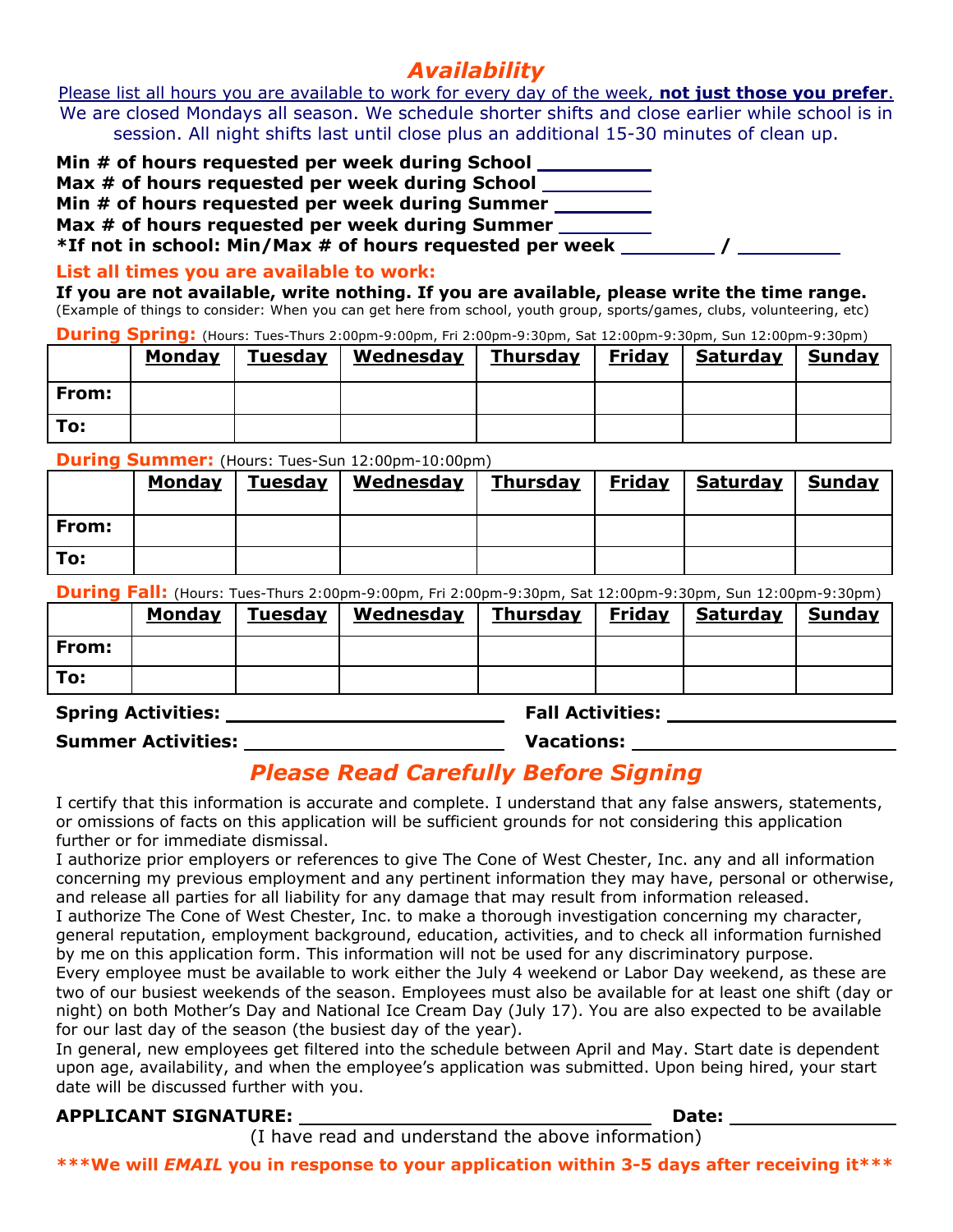# *Availability*

Please list all hours you are available to work for every day of the week, **not just those you prefer**. We are closed Mondays all season. We schedule shorter shifts and close earlier while school is in session. All night shifts last until close plus an additional 15-30 minutes of clean up.

**Min # of hours requested per week during School** __________
**Max # of hours requested per week during School** __________
**Min # of hours requested per week during Summer** __________
**Max # of hours requested per week during Summer** __________
**\*If not in school: Min/Max # of hours requested per week** __________ **/** __________

**List all times you are available to work:**

**If you are not available, write nothing. If you are available, please write the time range.**
(Example of things to consider: When you can get here from school, youth group, sports/games, clubs, volunteering, etc)

**During Spring:** (Hours: Tues-Thurs 2:00pm-9:00pm, Fri 2:00pm-9:30pm, Sat 12:00pm-9:30pm, Sun 12:00pm-9:30pm)

| | Monday | Tuesday | Wednesday | Thursday | Friday | Saturday | Sunday |
|---|---|---|---|---|---|---|---|
| From: | | | | | | | |
| To: | | | | | | | |

**During Summer:** (Hours: Tues-Sun 12:00pm-10:00pm)

| | Monday | Tuesday | Wednesday | Thursday | Friday | Saturday | Sunday |
|---|---|---|---|---|---|---|---|
| From: | | | | | | | |
| To: | | | | | | | |

**During Fall:** (Hours: Tues-Thurs 2:00pm-9:00pm, Fri 2:00pm-9:30pm, Sat 12:00pm-9:30pm, Sun 12:00pm-9:30pm)

| | Monday | Tuesday | Wednesday | Thursday | Friday | Saturday | Sunday |
|---|---|---|---|---|---|---|---|
| From: | | | | | | | |
| To: | | | | | | | |

**Spring Activities:** ______________________ **Fall Activities:** ______________________

**Summer Activities:** ______________________ **Vacations:** ______________________

## *Please Read Carefully Before Signing*

I certify that this information is accurate and complete. I understand that any false answers, statements, or omissions of facts on this application will be sufficient grounds for not considering this application further or for immediate dismissal.

I authorize prior employers or references to give The Cone of West Chester, Inc. any and all information concerning my previous employment and any pertinent information they may have, personal or otherwise, and release all parties for all liability for any damage that may result from information released.

I authorize The Cone of West Chester, Inc. to make a thorough investigation concerning my character, general reputation, employment background, education, activities, and to check all information furnished by me on this application form. This information will not be used for any discriminatory purpose.

Every employee must be available to work either the July 4 weekend or Labor Day weekend, as these are two of our busiest weekends of the season. Employees must also be available for at least one shift (day or night) on both Mother's Day and National Ice Cream Day (July 17). You are also expected to be available for our last day of the season (the busiest day of the year).

In general, new employees get filtered into the schedule between April and May. Start date is dependent upon age, availability, and when the employee's application was submitted. Upon being hired, your start date will be discussed further with you.

**APPLICANT SIGNATURE:** ______________________________ **Date:** ______________

(I have read and understand the above information)

**\*\*\*We will *EMAIL* you in response to your application within 3-5 days after receiving it\*\*\***